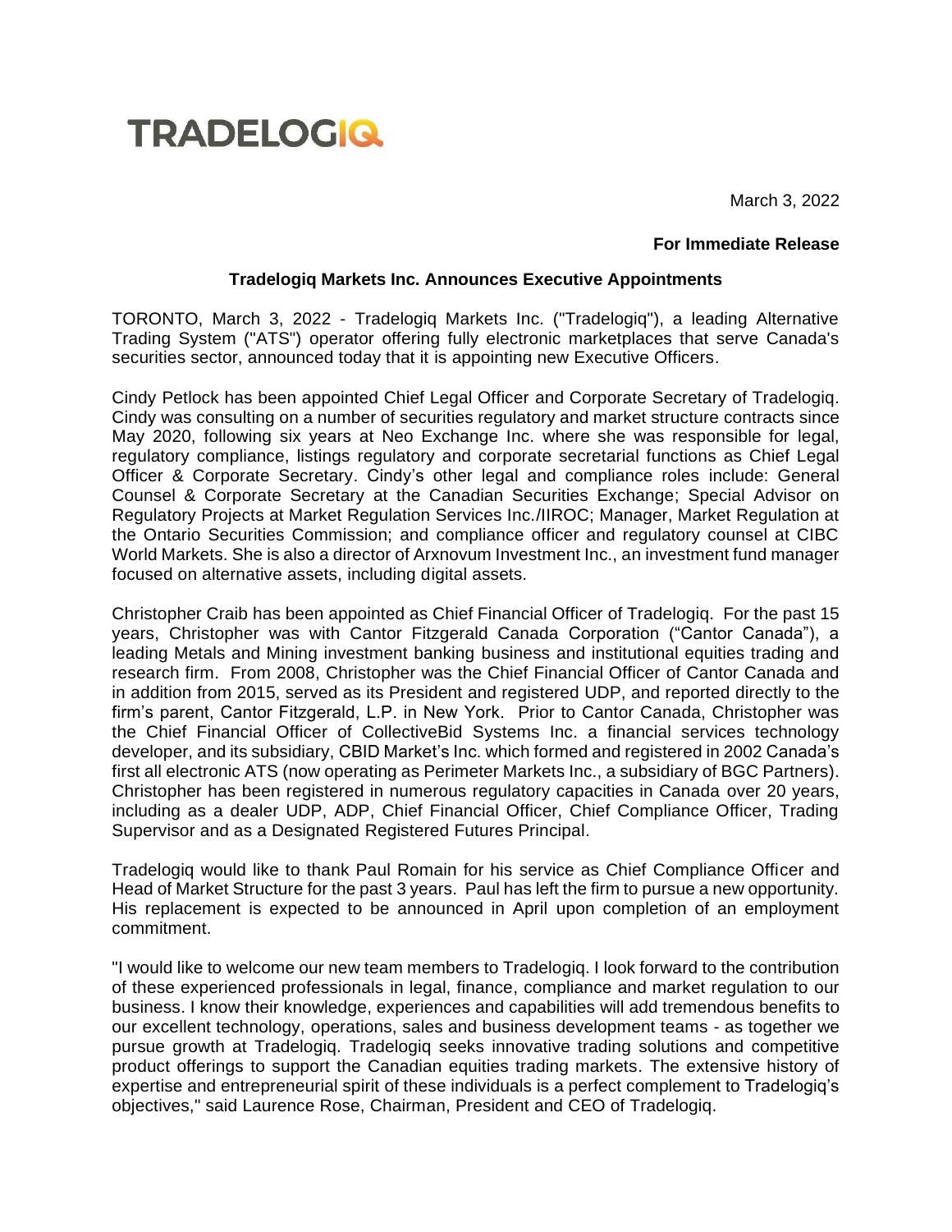TRADELOGIQ

March 3, 2022

**For Immediate Release**

**Tradelogiq Markets Inc. Announces Executive Appointments**

TORONTO, March 3, 2022 - Tradelogiq Markets Inc. ("Tradelogiq"), a leading Alternative Trading System ("ATS") operator offering fully electronic marketplaces that serve Canada's securities sector, announced today that it is appointing new Executive Officers.

Cindy Petlock has been appointed Chief Legal Officer and Corporate Secretary of Tradelogiq. Cindy was consulting on a number of securities regulatory and market structure contracts since May 2020, following six years at Neo Exchange Inc. where she was responsible for legal, regulatory compliance, listings regulatory and corporate secretarial functions as Chief Legal Officer & Corporate Secretary. Cindy's other legal and compliance roles include: General Counsel & Corporate Secretary at the Canadian Securities Exchange; Special Advisor on Regulatory Projects at Market Regulation Services Inc./IIROC; Manager, Market Regulation at the Ontario Securities Commission; and compliance officer and regulatory counsel at CIBC World Markets. She is also a director of Arxnovum Investment Inc., an investment fund manager focused on alternative assets, including digital assets.

Christopher Craib has been appointed as Chief Financial Officer of Tradelogiq. For the past 15 years, Christopher was with Cantor Fitzgerald Canada Corporation ("Cantor Canada"), a leading Metals and Mining investment banking business and institutional equities trading and research firm. From 2008, Christopher was the Chief Financial Officer of Cantor Canada and in addition from 2015, served as its President and registered UDP, and reported directly to the firm's parent, Cantor Fitzgerald, L.P. in New York. Prior to Cantor Canada, Christopher was the Chief Financial Officer of CollectiveBid Systems Inc. a financial services technology developer, and its subsidiary, CBID Market's Inc. which formed and registered in 2002 Canada's first all electronic ATS (now operating as Perimeter Markets Inc., a subsidiary of BGC Partners). Christopher has been registered in numerous regulatory capacities in Canada over 20 years, including as a dealer UDP, ADP, Chief Financial Officer, Chief Compliance Officer, Trading Supervisor and as a Designated Registered Futures Principal.

Tradelogiq would like to thank Paul Romain for his service as Chief Compliance Officer and Head of Market Structure for the past 3 years. Paul has left the firm to pursue a new opportunity. His replacement is expected to be announced in April upon completion of an employment commitment.

"I would like to welcome our new team members to Tradelogiq. I look forward to the contribution of these experienced professionals in legal, finance, compliance and market regulation to our business. I know their knowledge, experiences and capabilities will add tremendous benefits to our excellent technology, operations, sales and business development teams - as together we pursue growth at Tradelogiq. Tradelogiq seeks innovative trading solutions and competitive product offerings to support the Canadian equities trading markets. The extensive history of expertise and entrepreneurial spirit of these individuals is a perfect complement to Tradelogiq's objectives," said Laurence Rose, Chairman, President and CEO of Tradelogiq.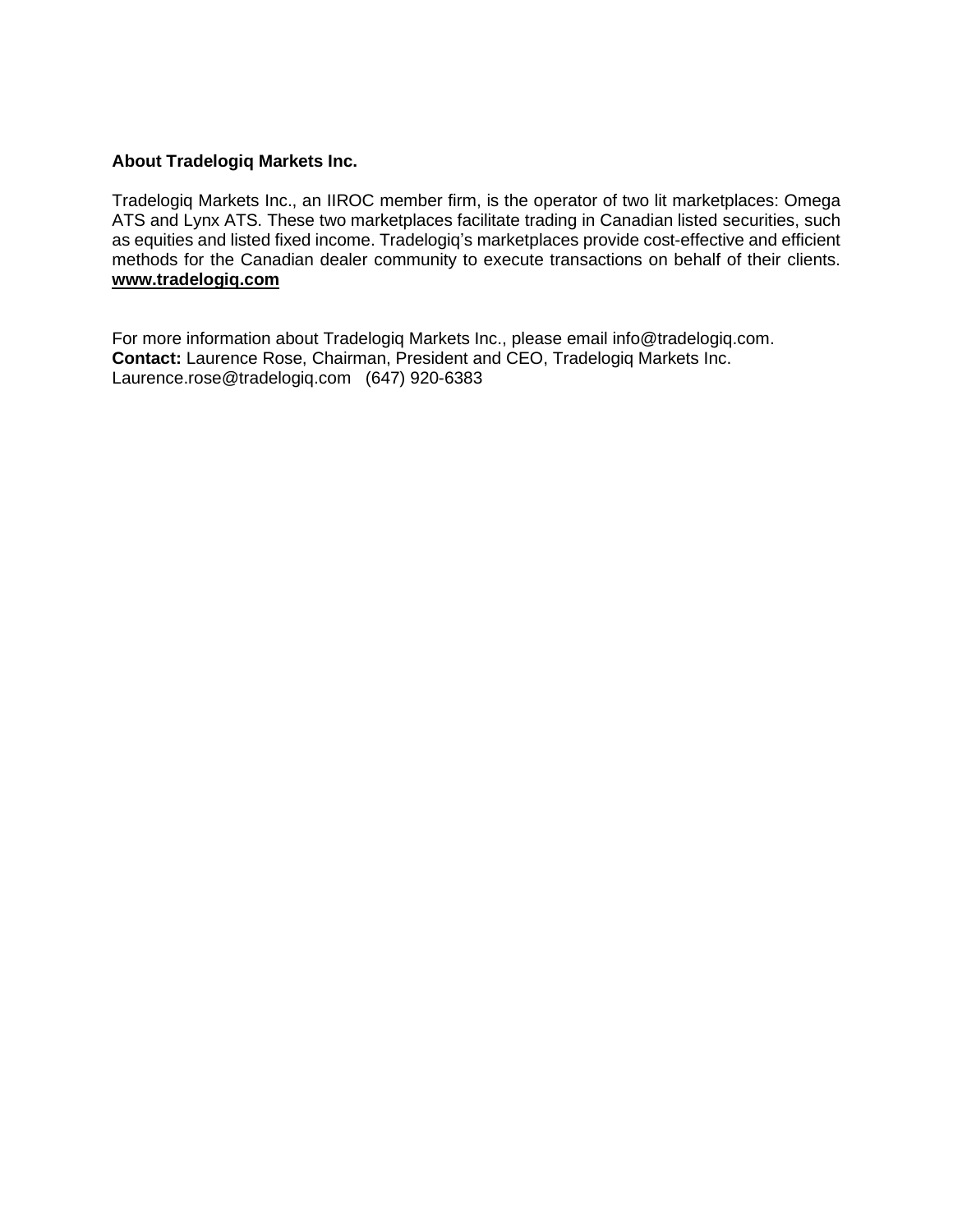**About Tradelogiq Markets Inc.**

Tradelogiq Markets Inc., an IIROC member firm, is the operator of two lit marketplaces: Omega ATS and Lynx ATS. These two marketplaces facilitate trading in Canadian listed securities, such as equities and listed fixed income. Tradelogiq's marketplaces provide cost-effective and efficient methods for the Canadian dealer community to execute transactions on behalf of their clients. **www.tradelogiq.com**

For more information about Tradelogiq Markets Inc., please email info@tradelogiq.com.
**Contact:** Laurence Rose, Chairman, President and CEO, Tradelogiq Markets Inc.
Laurence.rose@tradelogiq.com (647) 920-6383